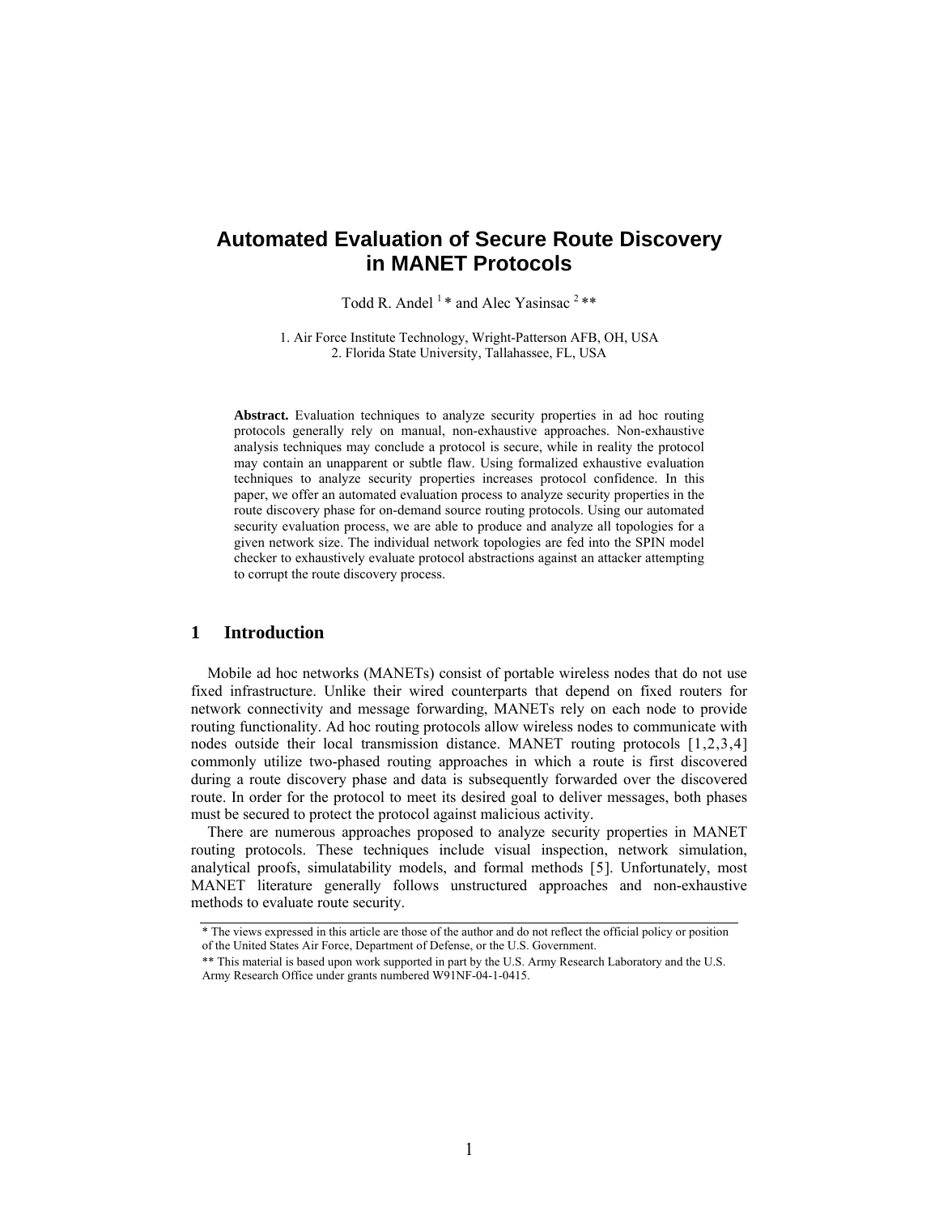# Automated Evaluation of Secure Route Discovery in MANET Protocols

Todd R. Andel [1] * and Alec Yasinsac [2] **

1. Air Force Institute Technology, Wright-Patterson AFB, OH, USA
2. Florida State University, Tallahassee, FL, USA

**Abstract.** Evaluation techniques to analyze security properties in ad hoc routing protocols generally rely on manual, non-exhaustive approaches. Non-exhaustive analysis techniques may conclude a protocol is secure, while in reality the protocol may contain an unapparent or subtle flaw. Using formalized exhaustive evaluation techniques to analyze security properties increases protocol confidence. In this paper, we offer an automated evaluation process to analyze security properties in the route discovery phase for on-demand source routing protocols. Using our automated security evaluation process, we are able to produce and analyze all topologies for a given network size. The individual network topologies are fed into the SPIN model checker to exhaustively evaluate protocol abstractions against an attacker attempting to corrupt the route discovery process.

## 1 Introduction

Mobile ad hoc networks (MANETs) consist of portable wireless nodes that do not use fixed infrastructure. Unlike their wired counterparts that depend on fixed routers for network connectivity and message forwarding, MANETs rely on each node to provide routing functionality. Ad hoc routing protocols allow wireless nodes to communicate with nodes outside their local transmission distance. MANET routing protocols [1,2,3,4] commonly utilize two-phased routing approaches in which a route is first discovered during a route discovery phase and data is subsequently forwarded over the discovered route. In order for the protocol to meet its desired goal to deliver messages, both phases must be secured to protect the protocol against malicious activity.

There are numerous approaches proposed to analyze security properties in MANET routing protocols. These techniques include visual inspection, network simulation, analytical proofs, simulatability models, and formal methods [5]. Unfortunately, most MANET literature generally follows unstructured approaches and non-exhaustive methods to evaluate route security.

* The views expressed in this article are those of the author and do not reflect the official policy or position of the United States Air Force, Department of Defense, or the U.S. Government.

** This material is based upon work supported in part by the U.S. Army Research Laboratory and the U.S. Army Research Office under grants numbered W91NF-04-1-0415.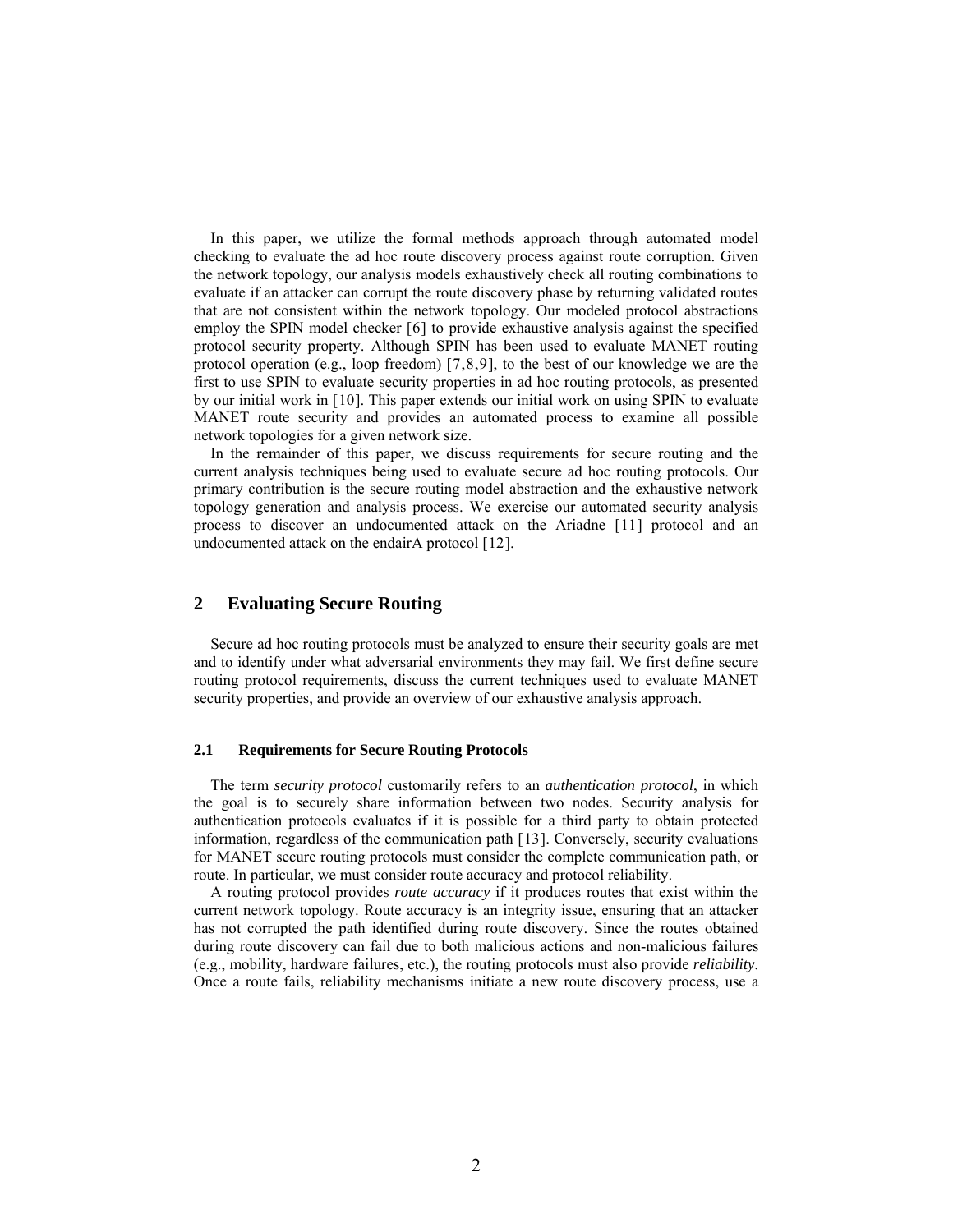In this paper, we utilize the formal methods approach through automated model checking to evaluate the ad hoc route discovery process against route corruption. Given the network topology, our analysis models exhaustively check all routing combinations to evaluate if an attacker can corrupt the route discovery phase by returning validated routes that are not consistent within the network topology. Our modeled protocol abstractions employ the SPIN model checker [6] to provide exhaustive analysis against the specified protocol security property. Although SPIN has been used to evaluate MANET routing protocol operation (e.g., loop freedom) [7,8,9], to the best of our knowledge we are the first to use SPIN to evaluate security properties in ad hoc routing protocols, as presented by our initial work in [10]. This paper extends our initial work on using SPIN to evaluate MANET route security and provides an automated process to examine all possible network topologies for a given network size.

In the remainder of this paper, we discuss requirements for secure routing and the current analysis techniques being used to evaluate secure ad hoc routing protocols. Our primary contribution is the secure routing model abstraction and the exhaustive network topology generation and analysis process. We exercise our automated security analysis process to discover an undocumented attack on the Ariadne [11] protocol and an undocumented attack on the endairA protocol [12].

## 2 Evaluating Secure Routing

Secure ad hoc routing protocols must be analyzed to ensure their security goals are met and to identify under what adversarial environments they may fail. We first define secure routing protocol requirements, discuss the current techniques used to evaluate MANET security properties, and provide an overview of our exhaustive analysis approach.

### 2.1 Requirements for Secure Routing Protocols

The term *security protocol* customarily refers to an *authentication protocol*, in which the goal is to securely share information between two nodes. Security analysis for authentication protocols evaluates if it is possible for a third party to obtain protected information, regardless of the communication path [13]. Conversely, security evaluations for MANET secure routing protocols must consider the complete communication path, or route. In particular, we must consider route accuracy and protocol reliability.

A routing protocol provides *route accuracy* if it produces routes that exist within the current network topology. Route accuracy is an integrity issue, ensuring that an attacker has not corrupted the path identified during route discovery. Since the routes obtained during route discovery can fail due to both malicious actions and non-malicious failures (e.g., mobility, hardware failures, etc.), the routing protocols must also provide *reliability*. Once a route fails, reliability mechanisms initiate a new route discovery process, use a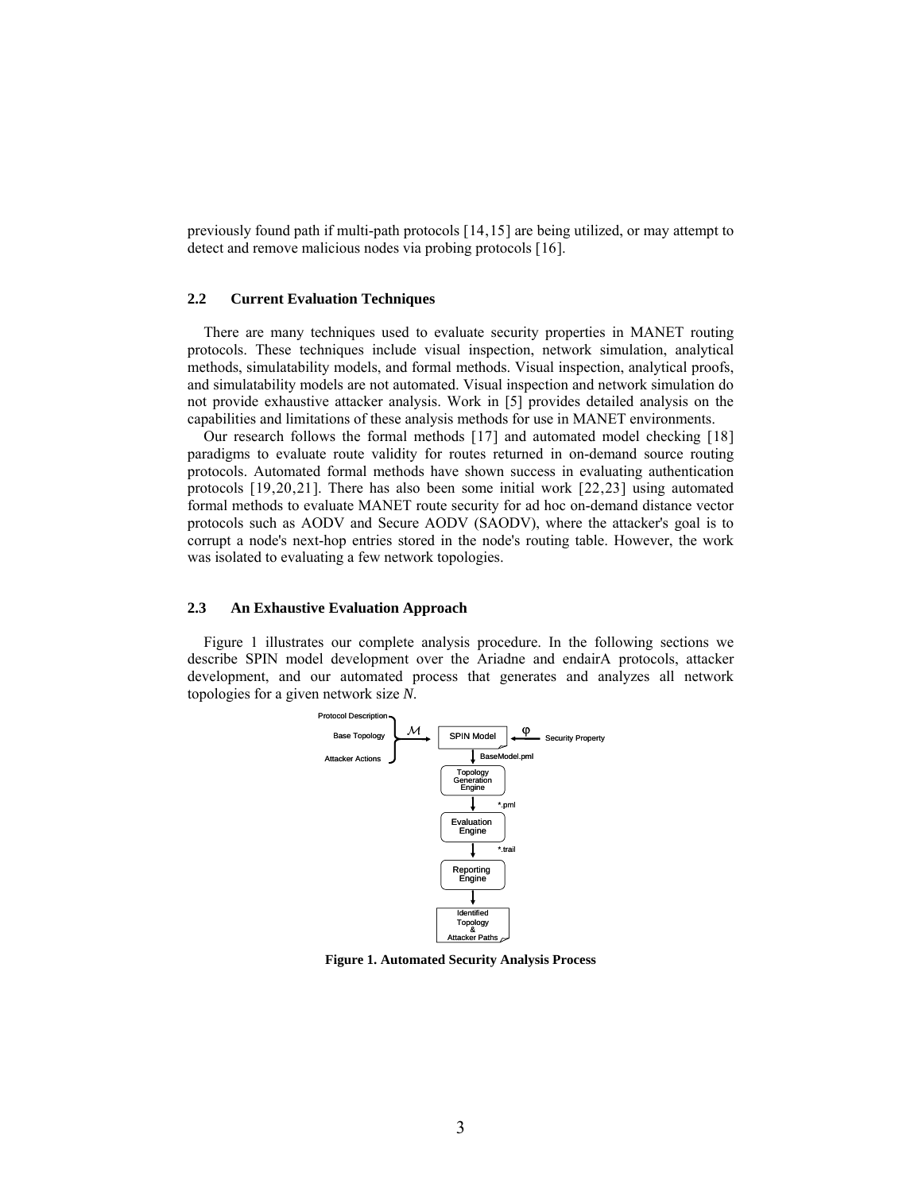previously found path if multi-path protocols [14,15] are being utilized, or may attempt to detect and remove malicious nodes via probing protocols [16].

### 2.2 Current Evaluation Techniques

There are many techniques used to evaluate security properties in MANET routing protocols. These techniques include visual inspection, network simulation, analytical methods, simulatability models, and formal methods. Visual inspection, analytical proofs, and simulatability models are not automated. Visual inspection and network simulation do not provide exhaustive attacker analysis. Work in [5] provides detailed analysis on the capabilities and limitations of these analysis methods for use in MANET environments.

Our research follows the formal methods [17] and automated model checking [18] paradigms to evaluate route validity for routes returned in on-demand source routing protocols. Automated formal methods have shown success in evaluating authentication protocols [19,20,21]. There has also been some initial work [22,23] using automated formal methods to evaluate MANET route security for ad hoc on-demand distance vector protocols such as AODV and Secure AODV (SAODV), where the attacker's goal is to corrupt a node's next-hop entries stored in the node's routing table. However, the work was isolated to evaluating a few network topologies.

### 2.3 An Exhaustive Evaluation Approach

Figure 1 illustrates our complete analysis procedure. In the following sections we describe SPIN model development over the Ariadne and endairA protocols, attacker development, and our automated process that generates and analyzes all network topologies for a given network size *N*.

Protocol Description, Base Topology, Attacker Actions → $\mathcal{M}$ → SPIN Model ← $\varphi$ ← Security Property

SPIN Model → BaseModel.pml → Topology Generation Engine → *.pml → Evaluation Engine → *.trail → Reporting Engine → Identified Topology & Attacker Paths

**Figure 1. Automated Security Analysis Process**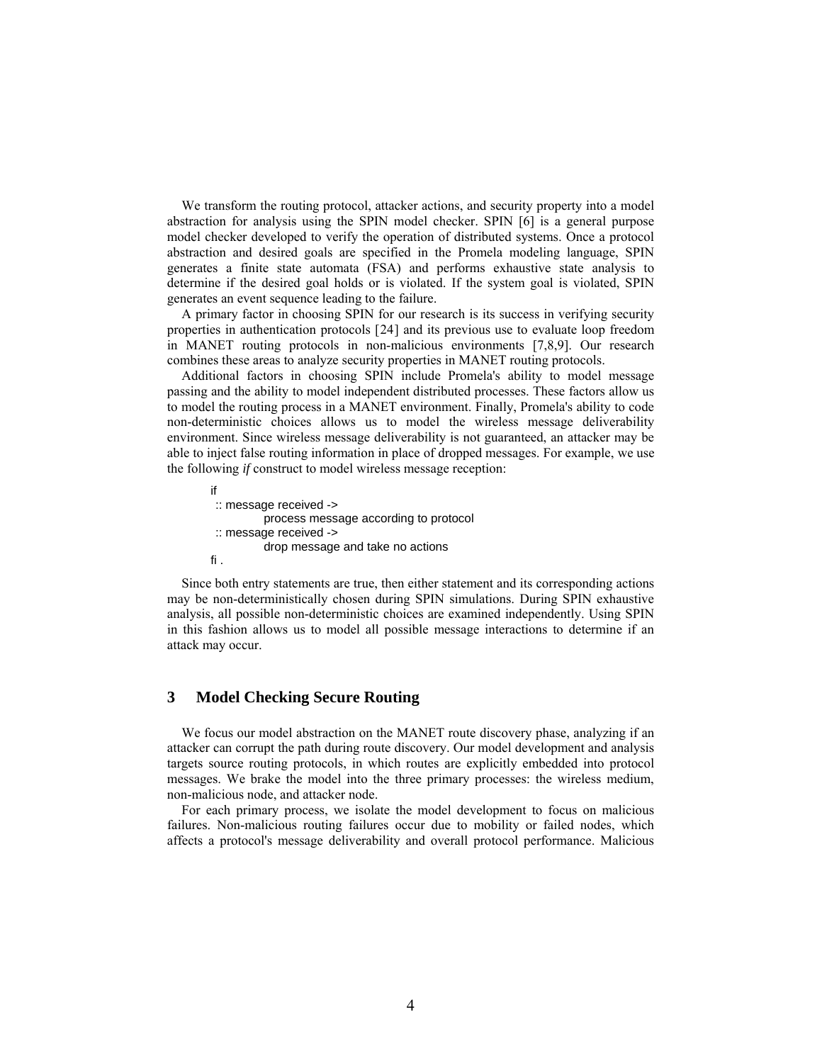We transform the routing protocol, attacker actions, and security property into a model abstraction for analysis using the SPIN model checker. SPIN [6] is a general purpose model checker developed to verify the operation of distributed systems. Once a protocol abstraction and desired goals are specified in the Promela modeling language, SPIN generates a finite state automata (FSA) and performs exhaustive state analysis to determine if the desired goal holds or is violated. If the system goal is violated, SPIN generates an event sequence leading to the failure.

A primary factor in choosing SPIN for our research is its success in verifying security properties in authentication protocols [24] and its previous use to evaluate loop freedom in MANET routing protocols in non-malicious environments [7,8,9]. Our research combines these areas to analyze security properties in MANET routing protocols.

Additional factors in choosing SPIN include Promela's ability to model message passing and the ability to model independent distributed processes. These factors allow us to model the routing process in a MANET environment. Finally, Promela's ability to code non-deterministic choices allows us to model the wireless message deliverability environment. Since wireless message deliverability is not guaranteed, an attacker may be able to inject false routing information in place of dropped messages. For example, we use the following *if* construct to model wireless message reception:

```
if
 :: message received ->
          process message according to protocol
 :: message received ->
          drop message and take no actions
fi .
```

Since both entry statements are true, then either statement and its corresponding actions may be non-deterministically chosen during SPIN simulations. During SPIN exhaustive analysis, all possible non-deterministic choices are examined independently. Using SPIN in this fashion allows us to model all possible message interactions to determine if an attack may occur.

## 3 Model Checking Secure Routing

We focus our model abstraction on the MANET route discovery phase, analyzing if an attacker can corrupt the path during route discovery. Our model development and analysis targets source routing protocols, in which routes are explicitly embedded into protocol messages. We brake the model into the three primary processes: the wireless medium, non-malicious node, and attacker node.

For each primary process, we isolate the model development to focus on malicious failures. Non-malicious routing failures occur due to mobility or failed nodes, which affects a protocol's message deliverability and overall protocol performance. Malicious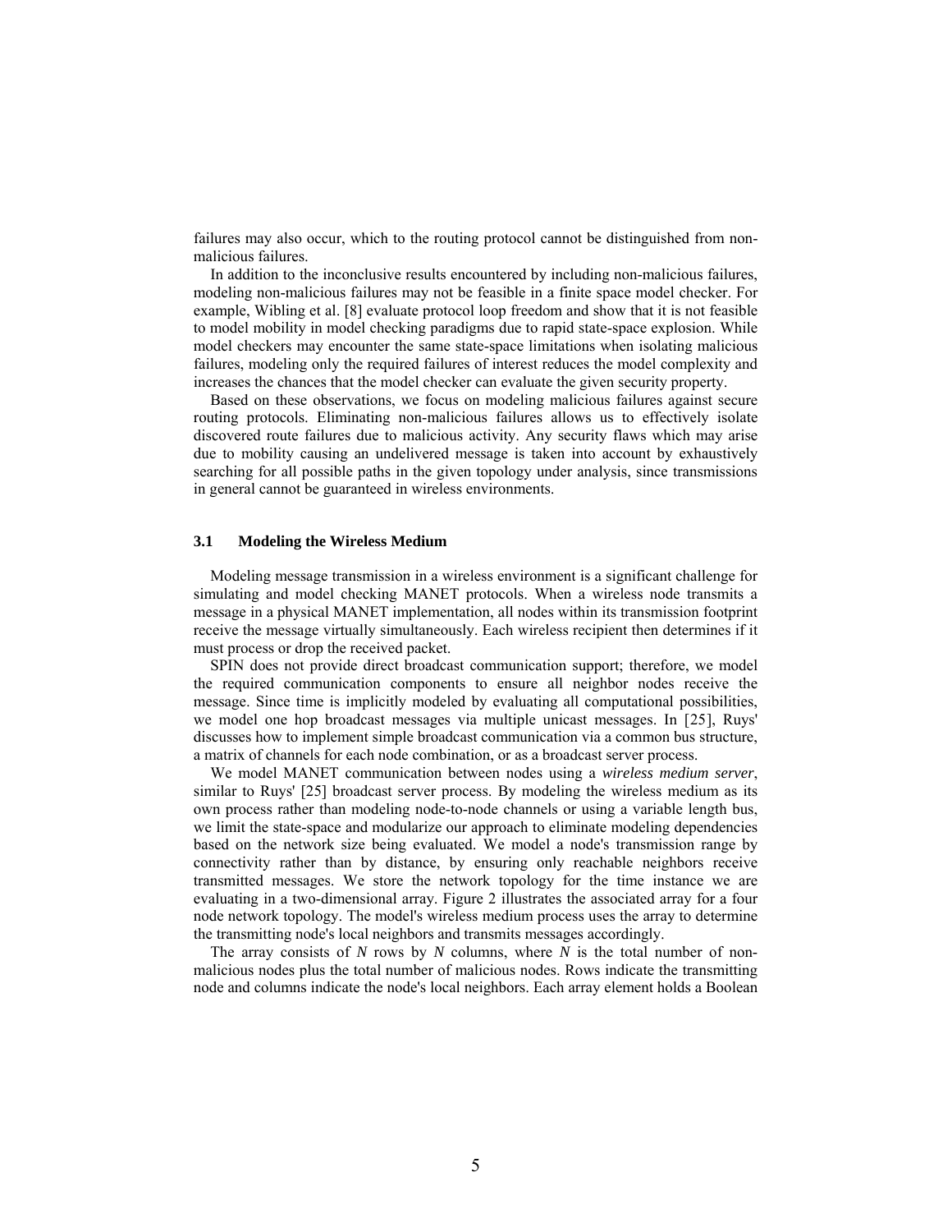failures may also occur, which to the routing protocol cannot be distinguished from non-malicious failures.

In addition to the inconclusive results encountered by including non-malicious failures, modeling non-malicious failures may not be feasible in a finite space model checker. For example, Wibling et al. [8] evaluate protocol loop freedom and show that it is not feasible to model mobility in model checking paradigms due to rapid state-space explosion. While model checkers may encounter the same state-space limitations when isolating malicious failures, modeling only the required failures of interest reduces the model complexity and increases the chances that the model checker can evaluate the given security property.

Based on these observations, we focus on modeling malicious failures against secure routing protocols. Eliminating non-malicious failures allows us to effectively isolate discovered route failures due to malicious activity. Any security flaws which may arise due to mobility causing an undelivered message is taken into account by exhaustively searching for all possible paths in the given topology under analysis, since transmissions in general cannot be guaranteed in wireless environments.

### 3.1 Modeling the Wireless Medium

Modeling message transmission in a wireless environment is a significant challenge for simulating and model checking MANET protocols. When a wireless node transmits a message in a physical MANET implementation, all nodes within its transmission footprint receive the message virtually simultaneously. Each wireless recipient then determines if it must process or drop the received packet.

SPIN does not provide direct broadcast communication support; therefore, we model the required communication components to ensure all neighbor nodes receive the message. Since time is implicitly modeled by evaluating all computational possibilities, we model one hop broadcast messages via multiple unicast messages. In [25], Ruys' discusses how to implement simple broadcast communication via a common bus structure, a matrix of channels for each node combination, or as a broadcast server process.

We model MANET communication between nodes using a *wireless medium server*, similar to Ruys' [25] broadcast server process. By modeling the wireless medium as its own process rather than modeling node-to-node channels or using a variable length bus, we limit the state-space and modularize our approach to eliminate modeling dependencies based on the network size being evaluated. We model a node's transmission range by connectivity rather than by distance, by ensuring only reachable neighbors receive transmitted messages. We store the network topology for the time instance we are evaluating in a two-dimensional array. Figure 2 illustrates the associated array for a four node network topology. The model's wireless medium process uses the array to determine the transmitting node's local neighbors and transmits messages accordingly.

The array consists of $N$ rows by $N$ columns, where $N$ is the total number of non-malicious nodes plus the total number of malicious nodes. Rows indicate the transmitting node and columns indicate the node's local neighbors. Each array element holds a Boolean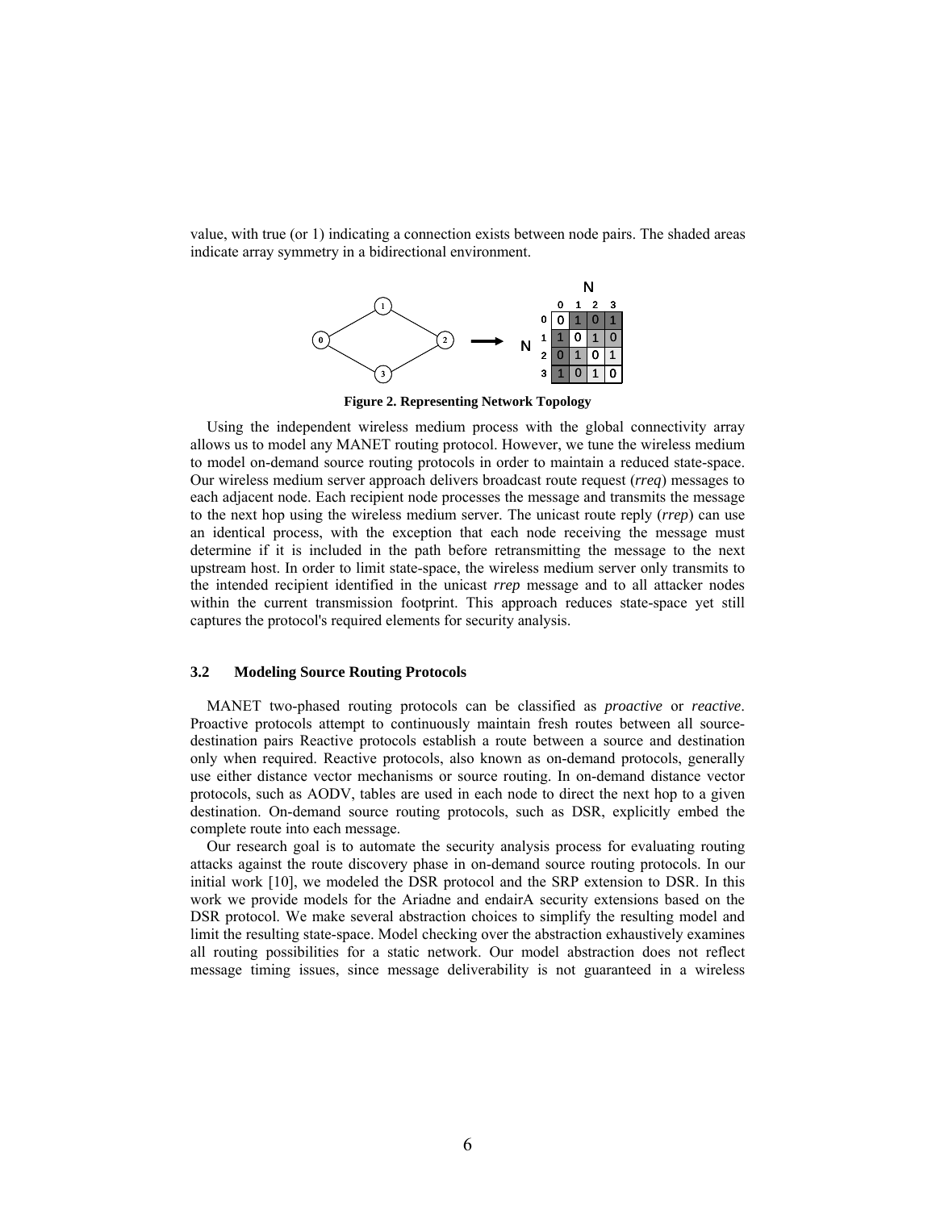value, with true (or 1) indicating a connection exists between node pairs. The shaded areas indicate array symmetry in a bidirectional environment.

N

| | 0 | 1 | 2 | 3 |
|---|---|---|---|---|
| 0 | 0 | 1 | 0 | 1 |
| 1 | 1 | 0 | 1 | 0 |
| 2 | 0 | 1 | 0 | 1 |
| 3 | 1 | 0 | 1 | 0 |

**Figure 2. Representing Network Topology**

Using the independent wireless medium process with the global connectivity array allows us to model any MANET routing protocol. However, we tune the wireless medium to model on-demand source routing protocols in order to maintain a reduced state-space. Our wireless medium server approach delivers broadcast route request (*rreq*) messages to each adjacent node. Each recipient node processes the message and transmits the message to the next hop using the wireless medium server. The unicast route reply (*rrep*) can use an identical process, with the exception that each node receiving the message must determine if it is included in the path before retransmitting the message to the next upstream host. In order to limit state-space, the wireless medium server only transmits to the intended recipient identified in the unicast *rrep* message and to all attacker nodes within the current transmission footprint. This approach reduces state-space yet still captures the protocol's required elements for security analysis.

### 3.2 Modeling Source Routing Protocols

MANET two-phased routing protocols can be classified as *proactive* or *reactive*. Proactive protocols attempt to continuously maintain fresh routes between all source-destination pairs Reactive protocols establish a route between a source and destination only when required. Reactive protocols, also known as on-demand protocols, generally use either distance vector mechanisms or source routing. In on-demand distance vector protocols, such as AODV, tables are used in each node to direct the next hop to a given destination. On-demand source routing protocols, such as DSR, explicitly embed the complete route into each message.

Our research goal is to automate the security analysis process for evaluating routing attacks against the route discovery phase in on-demand source routing protocols. In our initial work [10], we modeled the DSR protocol and the SRP extension to DSR. In this work we provide models for the Ariadne and endairA security extensions based on the DSR protocol. We make several abstraction choices to simplify the resulting model and limit the resulting state-space. Model checking over the abstraction exhaustively examines all routing possibilities for a static network. Our model abstraction does not reflect message timing issues, since message deliverability is not guaranteed in a wireless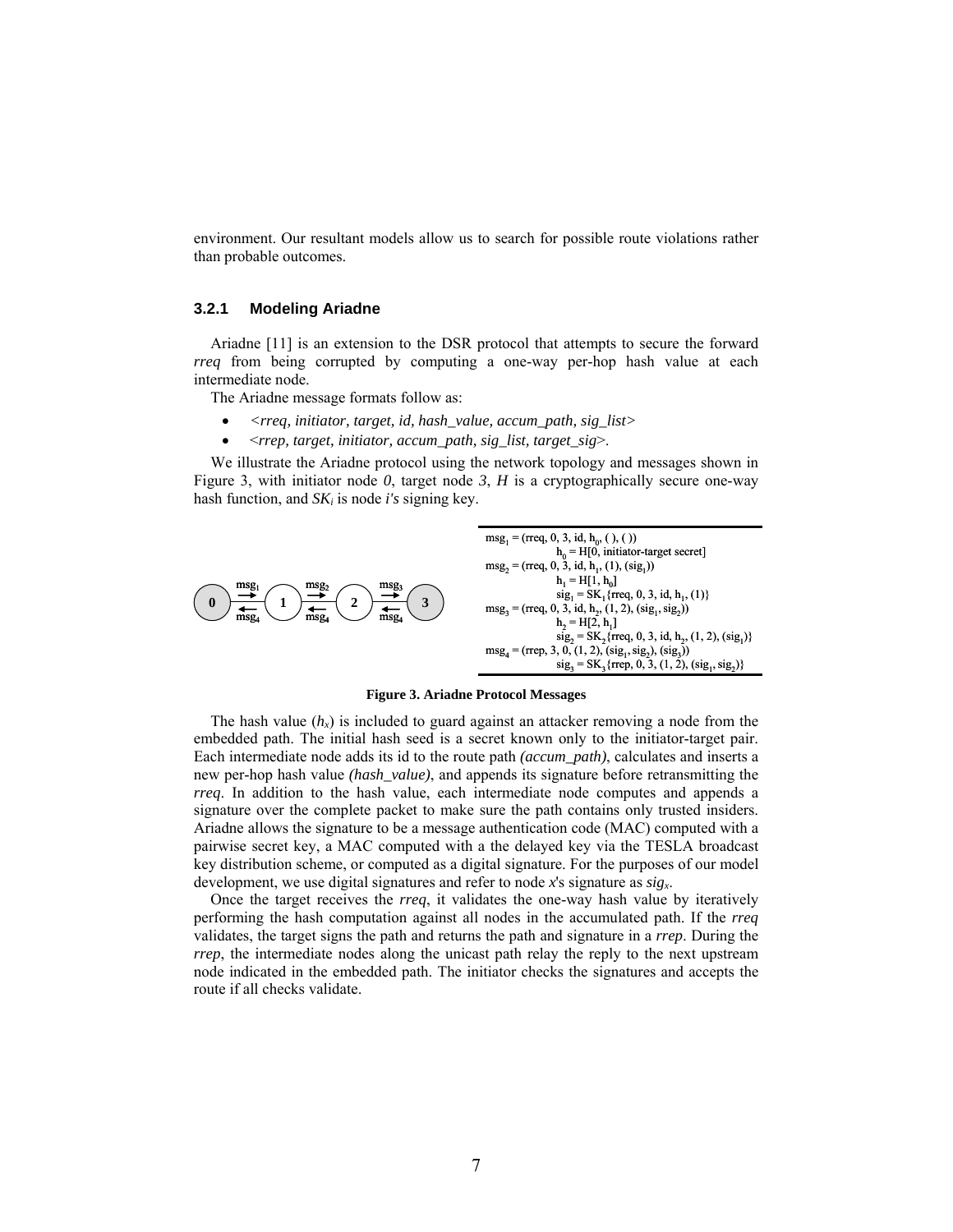environment. Our resultant models allow us to search for possible route violations rather than probable outcomes.

### 3.2.1 Modeling Ariadne

Ariadne [11] is an extension to the DSR protocol that attempts to secure the forward *rreq* from being corrupted by computing a one-way per-hop hash value at each intermediate node.

The Ariadne message formats follow as:

- *<rreq, initiator, target, id, hash_value, accum_path, sig_list>*
- <*rrep, target, initiator, accum_path, sig_list, target_sig*>.

We illustrate the Ariadne protocol using the network topology and messages shown in Figure 3, with initiator node *0*, target node *3*, *H* is a cryptographically secure one-way hash function, and $SK_i$ is node *i's* signing key.

$msg_1$ = (rreq, 0, 3, id, $h_0$, ( ), ( ))
  $h_0$ = H[0, initiator-target secret]
$msg_2$ = (rreq, 0, 3, id, $h_1$, (1), ($sig_1$))
  $h_1$ = H[1, $h_0$]
  $sig_1$ = $SK_1${rreq, 0, 3, id, $h_1$, (1)}
$msg_3$ = (rreq, 0, 3, id, $h_2$, (1, 2), ($sig_1$, $sig_2$))
  $h_2$ = H[2, $h_1$]
  $sig_2$ = $SK_2${rreq, 0, 3, id, $h_2$, (1, 2), ($sig_1$)}
$msg_4$ = (rrep, 3, 0, (1, 2), ($sig_1$, $sig_2$), ($sig_3$))
  $sig_3$ = $SK_3${rrep, 0, 3, (1, 2), ($sig_1$, $sig_2$)}

**Figure 3. Ariadne Protocol Messages**

The hash value ($h_x$) is included to guard against an attacker removing a node from the embedded path. The initial hash seed is a secret known only to the initiator-target pair. Each intermediate node adds its id to the route path *(accum_path)*, calculates and inserts a new per-hop hash value *(hash_value)*, and appends its signature before retransmitting the *rreq*. In addition to the hash value, each intermediate node computes and appends a signature over the complete packet to make sure the path contains only trusted insiders. Ariadne allows the signature to be a message authentication code (MAC) computed with a pairwise secret key, a MAC computed with a the delayed key via the TESLA broadcast key distribution scheme, or computed as a digital signature. For the purposes of our model development, we use digital signatures and refer to node *x*'s signature as $sig_x$.

Once the target receives the *rreq*, it validates the one-way hash value by iteratively performing the hash computation against all nodes in the accumulated path. If the *rreq* validates, the target signs the path and returns the path and signature in a *rrep*. During the *rrep*, the intermediate nodes along the unicast path relay the reply to the next upstream node indicated in the embedded path. The initiator checks the signatures and accepts the route if all checks validate.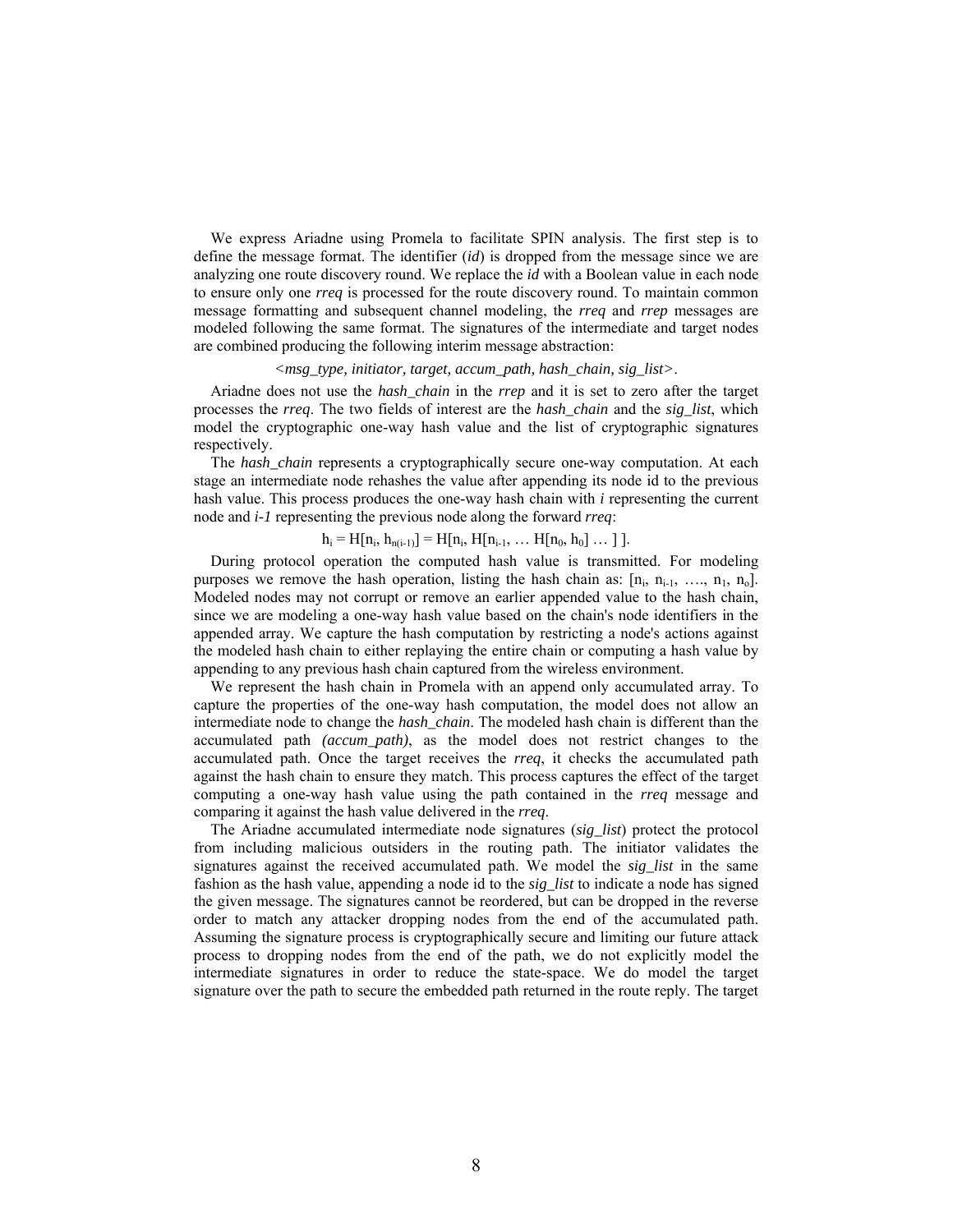We express Ariadne using Promela to facilitate SPIN analysis. The first step is to define the message format. The identifier (*id*) is dropped from the message since we are analyzing one route discovery round. We replace the *id* with a Boolean value in each node to ensure only one *rreq* is processed for the route discovery round. To maintain common message formatting and subsequent channel modeling, the *rreq* and *rrep* messages are modeled following the same format. The signatures of the intermediate and target nodes are combined producing the following interim message abstraction:

<*msg_type, initiator, target, accum_path, hash_chain, sig_list*>.

Ariadne does not use the *hash_chain* in the *rrep* and it is set to zero after the target processes the *rreq*. The two fields of interest are the *hash_chain* and the *sig_list*, which model the cryptographic one-way hash value and the list of cryptographic signatures respectively.

The *hash_chain* represents a cryptographically secure one-way computation. At each stage an intermediate node rehashes the value after appending its node id to the previous hash value. This process produces the one-way hash chain with *i* representing the current node and *i-1* representing the previous node along the forward *rreq*:

$$h_i = H[n_i, h_{n(i-1)}] = H[n_i, H[n_{i-1}, \ldots H[n_0, h_0] \ldots ] ].$$

During protocol operation the computed hash value is transmitted. For modeling purposes we remove the hash operation, listing the hash chain as: $[n_i, n_{i-1}, \ldots, n_1, n_o]$. Modeled nodes may not corrupt or remove an earlier appended value to the hash chain, since we are modeling a one-way hash value based on the chain's node identifiers in the appended array. We capture the hash computation by restricting a node's actions against the modeled hash chain to either replaying the entire chain or computing a hash value by appending to any previous hash chain captured from the wireless environment.

We represent the hash chain in Promela with an append only accumulated array. To capture the properties of the one-way hash computation, the model does not allow an intermediate node to change the *hash_chain*. The modeled hash chain is different than the accumulated path *(accum_path)*, as the model does not restrict changes to the accumulated path. Once the target receives the *rreq*, it checks the accumulated path against the hash chain to ensure they match. This process captures the effect of the target computing a one-way hash value using the path contained in the *rreq* message and comparing it against the hash value delivered in the *rreq*.

The Ariadne accumulated intermediate node signatures (*sig_list*) protect the protocol from including malicious outsiders in the routing path. The initiator validates the signatures against the received accumulated path. We model the *sig_list* in the same fashion as the hash value, appending a node id to the *sig_list* to indicate a node has signed the given message. The signatures cannot be reordered, but can be dropped in the reverse order to match any attacker dropping nodes from the end of the accumulated path. Assuming the signature process is cryptographically secure and limiting our future attack process to dropping nodes from the end of the path, we do not explicitly model the intermediate signatures in order to reduce the state-space. We do model the target signature over the path to secure the embedded path returned in the route reply. The target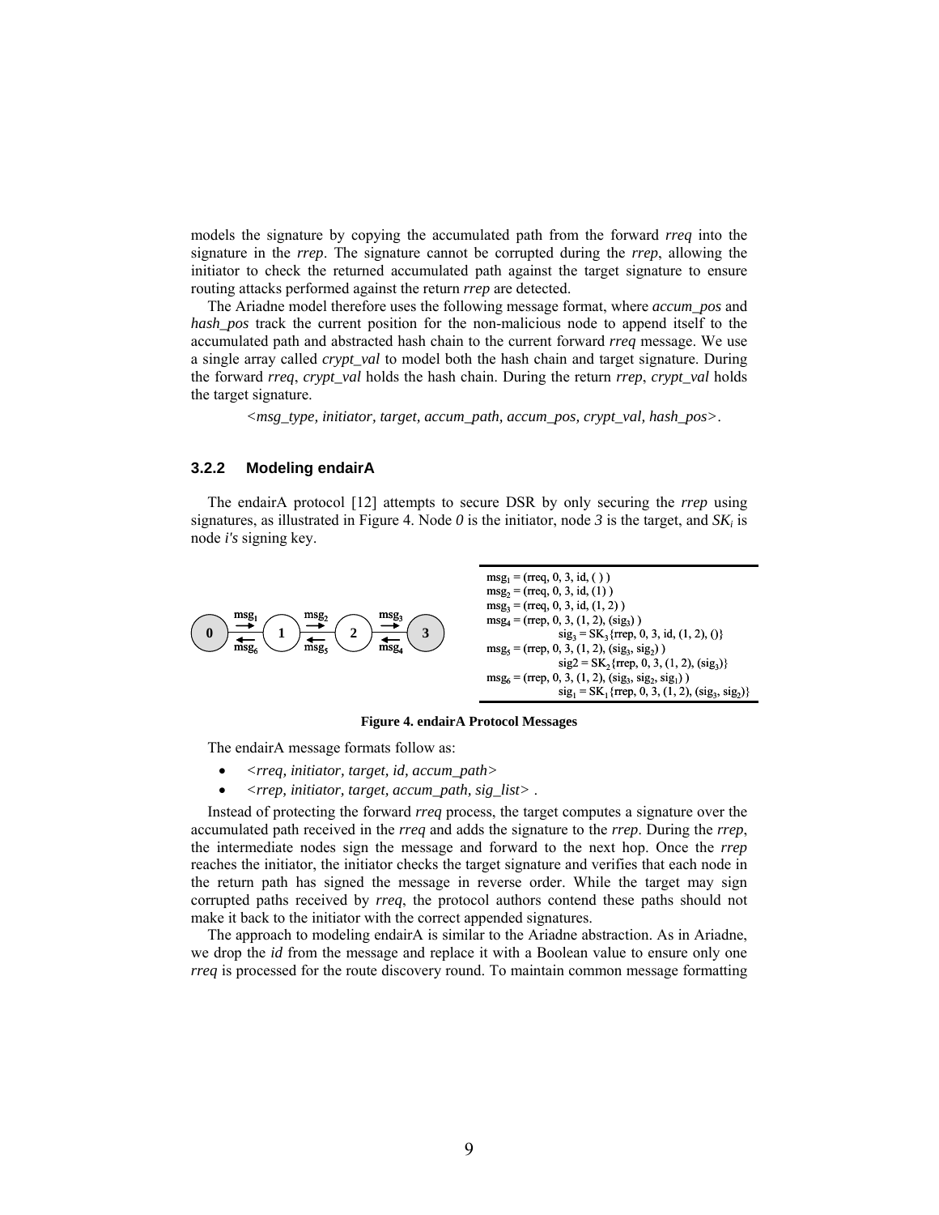models the signature by copying the accumulated path from the forward *rreq* into the signature in the *rrep*. The signature cannot be corrupted during the *rrep*, allowing the initiator to check the returned accumulated path against the target signature to ensure routing attacks performed against the return *rrep* are detected.

The Ariadne model therefore uses the following message format, where *accum_pos* and *hash_pos* track the current position for the non-malicious node to append itself to the accumulated path and abstracted hash chain to the current forward *rreq* message. We use a single array called *crypt_val* to model both the hash chain and target signature. During the forward *rreq*, *crypt_val* holds the hash chain. During the return *rrep*, *crypt_val* holds the target signature.

*<msg_type, initiator, target, accum_path, accum_pos, crypt_val, hash_pos>*.

### 3.2.2 Modeling endairA

The endairA protocol [12] attempts to secure DSR by only securing the *rrep* using signatures, as illustrated in Figure 4. Node *0* is the initiator, node *3* is the target, and $SK_i$ is node *i's* signing key.

$msg_1$ = (rreq, 0, 3, id, ( ) )
$msg_2$ = (rreq, 0, 3, id, (1) )
$msg_3$ = (rreq, 0, 3, id, (1, 2) )
$msg_4$ = (rrep, 0, 3, (1, 2), ($sig_3$) )
  $sig_3 = SK_3${rrep, 0, 3, id, (1, 2), ()}
$msg_5$ = (rrep, 0, 3, (1, 2), ($sig_3$, $sig_2$) )
  sig2 = $SK_2${rrep, 0, 3, (1, 2), ($sig_3$)}
$msg_6$ = (rrep, 0, 3, (1, 2), ($sig_3$, $sig_2$, $sig_1$) )
  $sig_1 = SK_1${rrep, 0, 3, (1, 2), ($sig_3$, $sig_2$)}

**Figure 4. endairA Protocol Messages**

The endairA message formats follow as:

- *<rreq, initiator, target, id, accum_path>*
- *<rrep, initiator, target, accum_path, sig_list>* .

Instead of protecting the forward *rreq* process, the target computes a signature over the accumulated path received in the *rreq* and adds the signature to the *rrep*. During the *rrep*, the intermediate nodes sign the message and forward to the next hop. Once the *rrep* reaches the initiator, the initiator checks the target signature and verifies that each node in the return path has signed the message in reverse order. While the target may sign corrupted paths received by *rreq*, the protocol authors contend these paths should not make it back to the initiator with the correct appended signatures.

The approach to modeling endairA is similar to the Ariadne abstraction. As in Ariadne, we drop the *id* from the message and replace it with a Boolean value to ensure only one *rreq* is processed for the route discovery round. To maintain common message formatting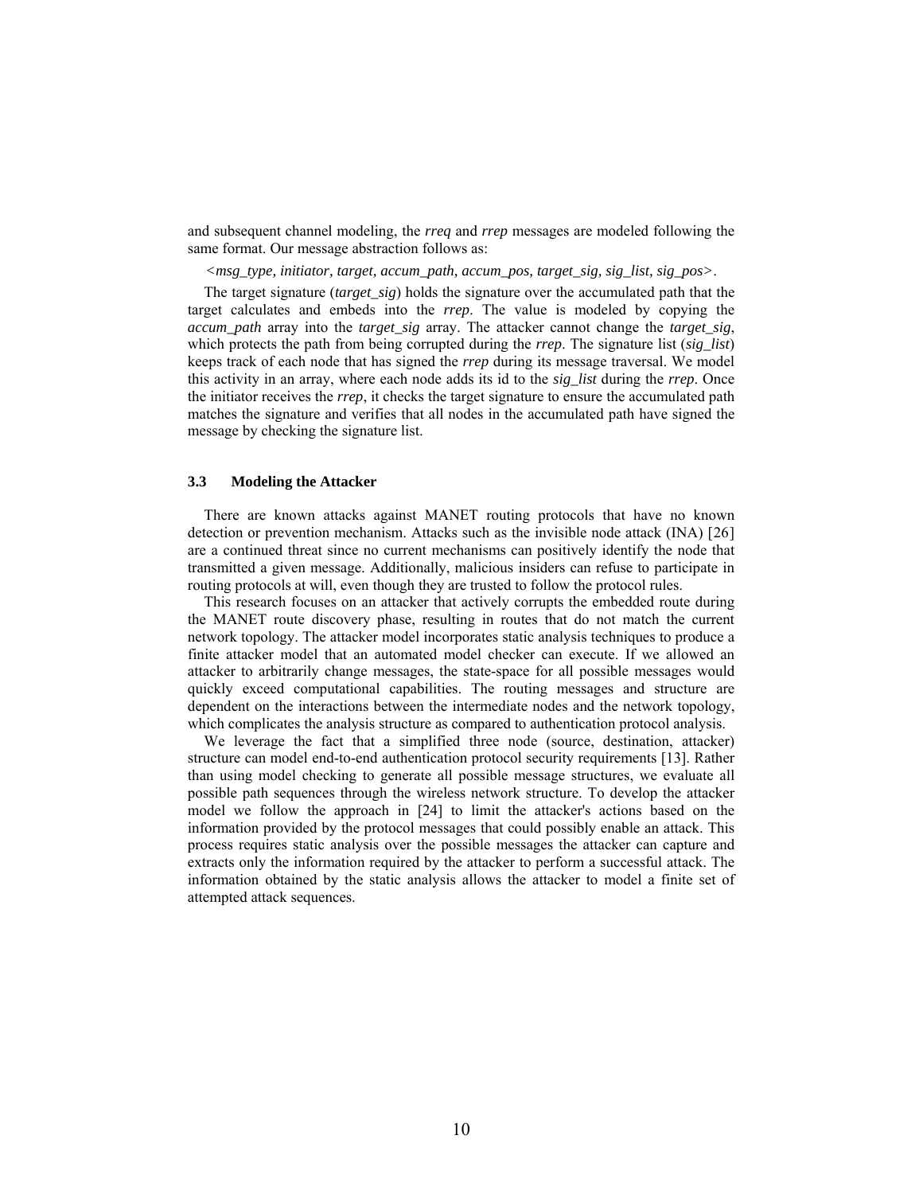and subsequent channel modeling, the *rreq* and *rrep* messages are modeled following the same format. Our message abstraction follows as:

*<msg_type, initiator, target, accum_path, accum_pos, target_sig, sig_list, sig_pos>*.

The target signature (*target_sig*) holds the signature over the accumulated path that the target calculates and embeds into the *rrep*. The value is modeled by copying the *accum_path* array into the *target_sig* array. The attacker cannot change the *target_sig*, which protects the path from being corrupted during the *rrep*. The signature list (*sig_list*) keeps track of each node that has signed the *rrep* during its message traversal. We model this activity in an array, where each node adds its id to the *sig_list* during the *rrep*. Once the initiator receives the *rrep*, it checks the target signature to ensure the accumulated path matches the signature and verifies that all nodes in the accumulated path have signed the message by checking the signature list.

### 3.3 Modeling the Attacker

There are known attacks against MANET routing protocols that have no known detection or prevention mechanism. Attacks such as the invisible node attack (INA) [26] are a continued threat since no current mechanisms can positively identify the node that transmitted a given message. Additionally, malicious insiders can refuse to participate in routing protocols at will, even though they are trusted to follow the protocol rules.

This research focuses on an attacker that actively corrupts the embedded route during the MANET route discovery phase, resulting in routes that do not match the current network topology. The attacker model incorporates static analysis techniques to produce a finite attacker model that an automated model checker can execute. If we allowed an attacker to arbitrarily change messages, the state-space for all possible messages would quickly exceed computational capabilities. The routing messages and structure are dependent on the interactions between the intermediate nodes and the network topology, which complicates the analysis structure as compared to authentication protocol analysis.

We leverage the fact that a simplified three node (source, destination, attacker) structure can model end-to-end authentication protocol security requirements [13]. Rather than using model checking to generate all possible message structures, we evaluate all possible path sequences through the wireless network structure. To develop the attacker model we follow the approach in [24] to limit the attacker's actions based on the information provided by the protocol messages that could possibly enable an attack. This process requires static analysis over the possible messages the attacker can capture and extracts only the information required by the attacker to perform a successful attack. The information obtained by the static analysis allows the attacker to model a finite set of attempted attack sequences.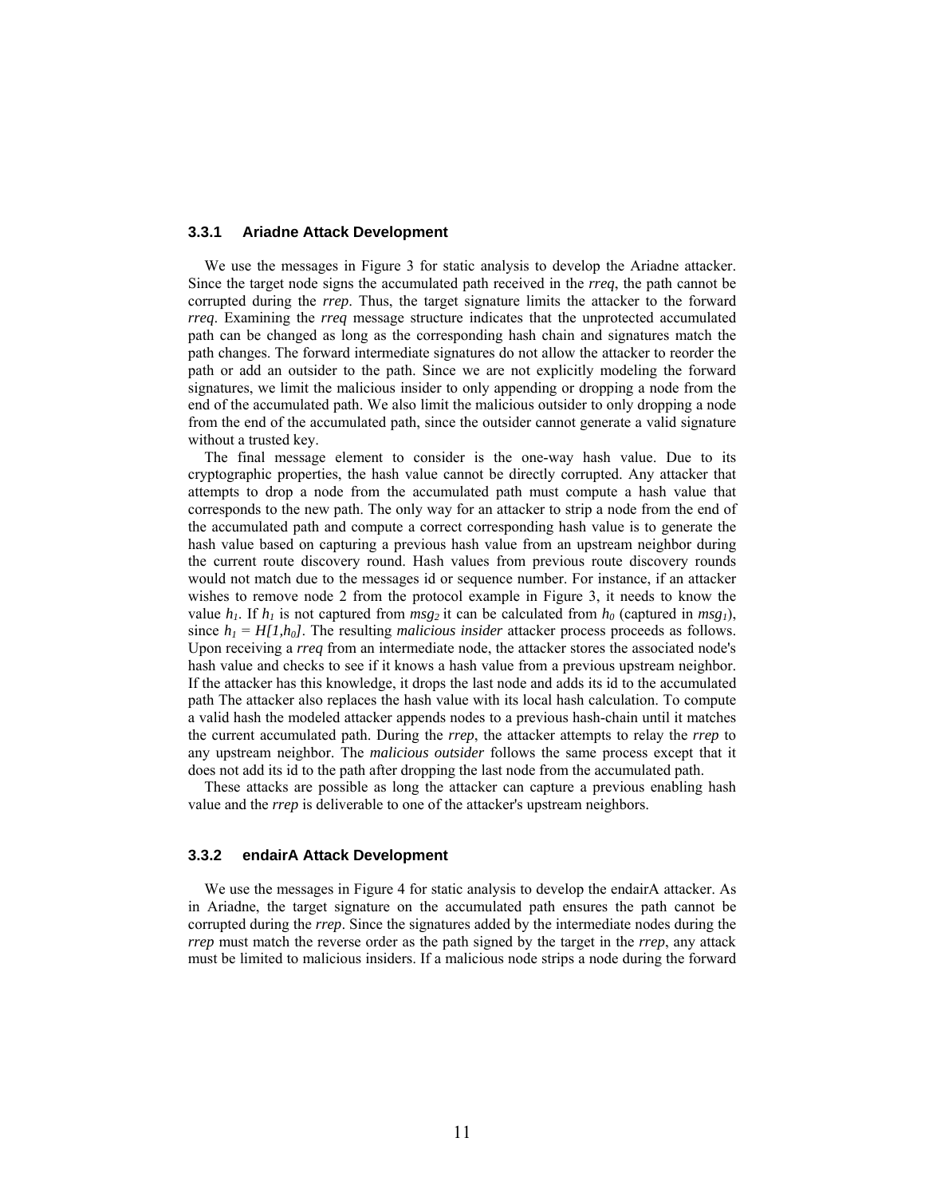### 3.3.1 Ariadne Attack Development

We use the messages in Figure 3 for static analysis to develop the Ariadne attacker. Since the target node signs the accumulated path received in the *rreq*, the path cannot be corrupted during the *rrep*. Thus, the target signature limits the attacker to the forward *rreq*. Examining the *rreq* message structure indicates that the unprotected accumulated path can be changed as long as the corresponding hash chain and signatures match the path changes. The forward intermediate signatures do not allow the attacker to reorder the path or add an outsider to the path. Since we are not explicitly modeling the forward signatures, we limit the malicious insider to only appending or dropping a node from the end of the accumulated path. We also limit the malicious outsider to only dropping a node from the end of the accumulated path, since the outsider cannot generate a valid signature without a trusted key.

The final message element to consider is the one-way hash value. Due to its cryptographic properties, the hash value cannot be directly corrupted. Any attacker that attempts to drop a node from the accumulated path must compute a hash value that corresponds to the new path. The only way for an attacker to strip a node from the end of the accumulated path and compute a correct corresponding hash value is to generate the hash value based on capturing a previous hash value from an upstream neighbor during the current route discovery round. Hash values from previous route discovery rounds would not match due to the messages id or sequence number. For instance, if an attacker wishes to remove node 2 from the protocol example in Figure 3, it needs to know the value $h_1$. If $h_1$ is not captured from $msg_2$ it can be calculated from $h_0$ (captured in $msg_1$), since $h_1 = H[1,h_0]$. The resulting *malicious insider* attacker process proceeds as follows. Upon receiving a *rreq* from an intermediate node, the attacker stores the associated node's hash value and checks to see if it knows a hash value from a previous upstream neighbor. If the attacker has this knowledge, it drops the last node and adds its id to the accumulated path The attacker also replaces the hash value with its local hash calculation. To compute a valid hash the modeled attacker appends nodes to a previous hash-chain until it matches the current accumulated path. During the *rrep*, the attacker attempts to relay the *rrep* to any upstream neighbor. The *malicious outsider* follows the same process except that it does not add its id to the path after dropping the last node from the accumulated path.

These attacks are possible as long the attacker can capture a previous enabling hash value and the *rrep* is deliverable to one of the attacker's upstream neighbors.

### 3.3.2 endairA Attack Development

We use the messages in Figure 4 for static analysis to develop the endairA attacker. As in Ariadne, the target signature on the accumulated path ensures the path cannot be corrupted during the *rrep*. Since the signatures added by the intermediate nodes during the *rrep* must match the reverse order as the path signed by the target in the *rrep*, any attack must be limited to malicious insiders. If a malicious node strips a node during the forward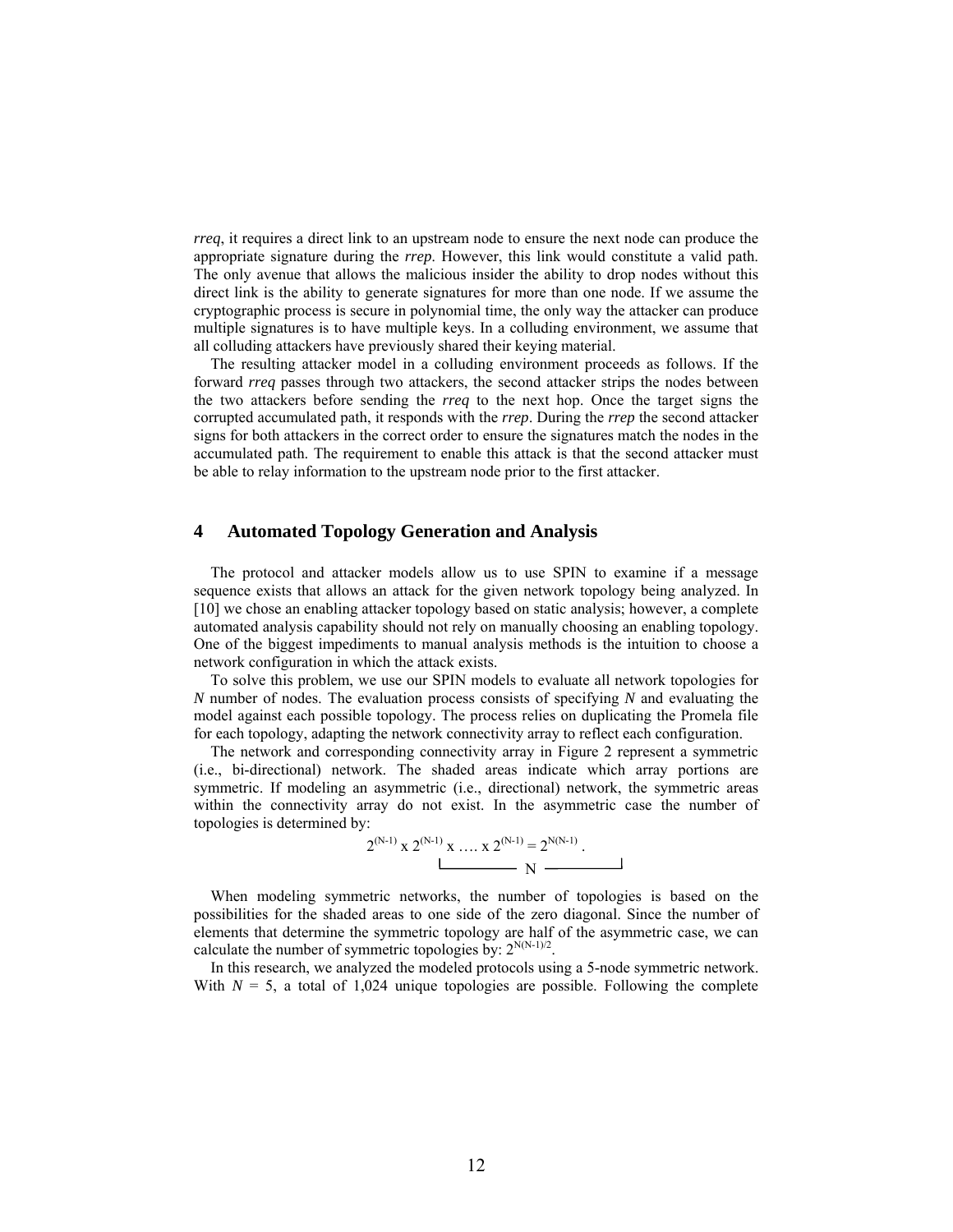*rreq*, it requires a direct link to an upstream node to ensure the next node can produce the appropriate signature during the *rrep*. However, this link would constitute a valid path. The only avenue that allows the malicious insider the ability to drop nodes without this direct link is the ability to generate signatures for more than one node. If we assume the cryptographic process is secure in polynomial time, the only way the attacker can produce multiple signatures is to have multiple keys. In a colluding environment, we assume that all colluding attackers have previously shared their keying material.

The resulting attacker model in a colluding environment proceeds as follows. If the forward *rreq* passes through two attackers, the second attacker strips the nodes between the two attackers before sending the *rreq* to the next hop. Once the target signs the corrupted accumulated path, it responds with the *rrep*. During the *rrep* the second attacker signs for both attackers in the correct order to ensure the signatures match the nodes in the accumulated path. The requirement to enable this attack is that the second attacker must be able to relay information to the upstream node prior to the first attacker.

## 4 Automated Topology Generation and Analysis

The protocol and attacker models allow us to use SPIN to examine if a message sequence exists that allows an attack for the given network topology being analyzed. In [10] we chose an enabling attacker topology based on static analysis; however, a complete automated analysis capability should not rely on manually choosing an enabling topology. One of the biggest impediments to manual analysis methods is the intuition to choose a network configuration in which the attack exists.

To solve this problem, we use our SPIN models to evaluate all network topologies for *N* number of nodes. The evaluation process consists of specifying *N* and evaluating the model against each possible topology. The process relies on duplicating the Promela file for each topology, adapting the network connectivity array to reflect each configuration.

The network and corresponding connectivity array in Figure 2 represent a symmetric (i.e., bi-directional) network. The shaded areas indicate which array portions are symmetric. If modeling an asymmetric (i.e., directional) network, the symmetric areas within the connectivity array do not exist. In the asymmetric case the number of topologies is determined by:

$$\underbrace{2^{(N-1)} \times 2^{(N-1)} \times \ldots \times 2^{(N-1)}}_{N} = 2^{N(N-1)} .$$

When modeling symmetric networks, the number of topologies is based on the possibilities for the shaded areas to one side of the zero diagonal. Since the number of elements that determine the symmetric topology are half of the asymmetric case, we can calculate the number of symmetric topologies by: $2^{N(N-1)/2}$.

In this research, we analyzed the modeled protocols using a 5-node symmetric network. With $N = 5$, a total of 1,024 unique topologies are possible. Following the complete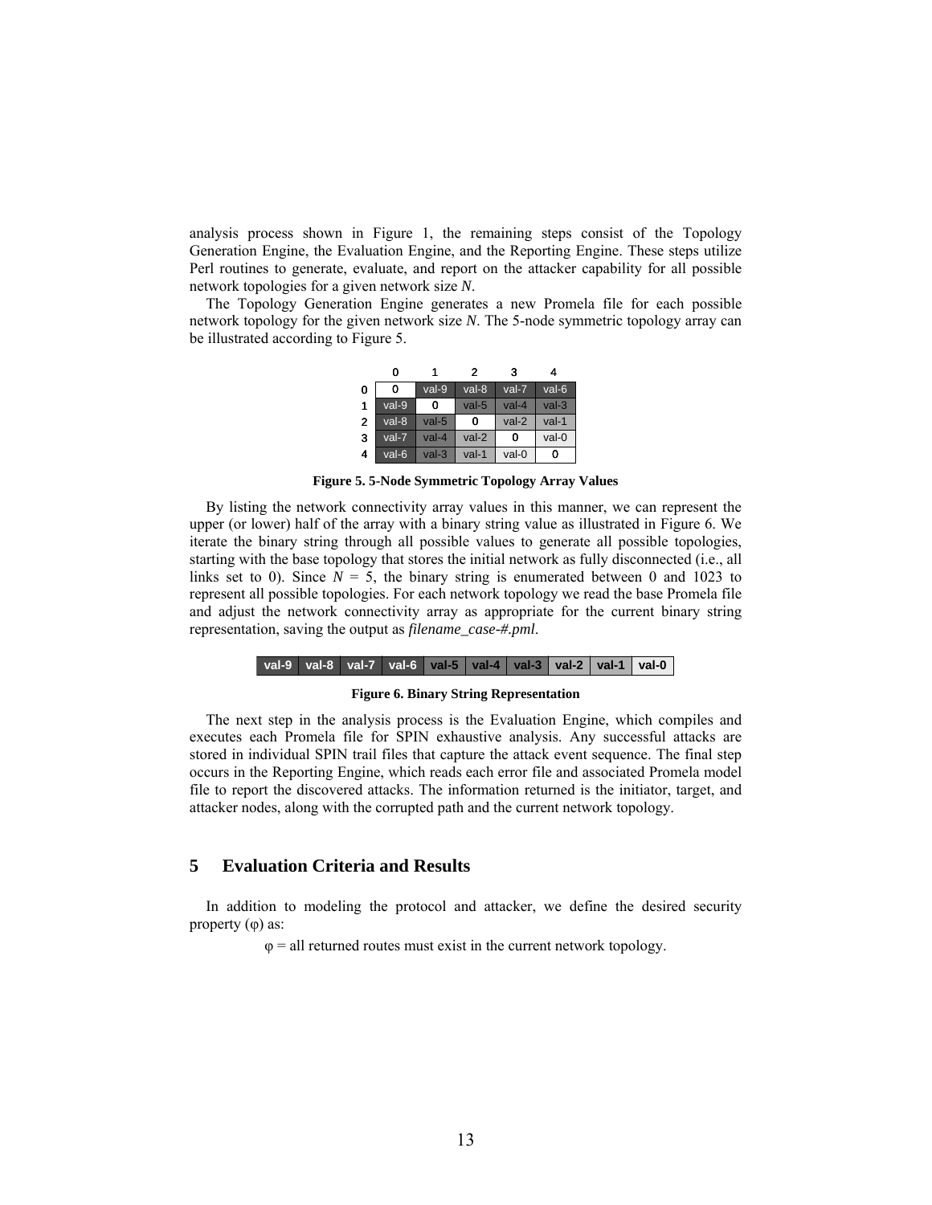analysis process shown in Figure 1, the remaining steps consist of the Topology Generation Engine, the Evaluation Engine, and the Reporting Engine. These steps utilize Perl routines to generate, evaluate, and report on the attacker capability for all possible network topologies for a given network size *N*.

The Topology Generation Engine generates a new Promela file for each possible network topology for the given network size *N*. The 5-node symmetric topology array can be illustrated according to Figure 5.

| | 0 | 1 | 2 | 3 | 4 |
|---|---|---|---|---|---|
| 0 | 0 | val-9 | val-8 | val-7 | val-6 |
| 1 | val-9 | 0 | val-5 | val-4 | val-3 |
| 2 | val-8 | val-5 | 0 | val-2 | val-1 |
| 3 | val-7 | val-4 | val-2 | 0 | val-0 |
| 4 | val-6 | val-3 | val-1 | val-0 | 0 |

**Figure 5. 5-Node Symmetric Topology Array Values**

By listing the network connectivity array values in this manner, we can represent the upper (or lower) half of the array with a binary string value as illustrated in Figure 6. We iterate the binary string through all possible values to generate all possible topologies, starting with the base topology that stores the initial network as fully disconnected (i.e., all links set to 0). Since $N = 5$, the binary string is enumerated between 0 and 1023 to represent all possible topologies. For each network topology we read the base Promela file and adjust the network connectivity array as appropriate for the current binary string representation, saving the output as *filename_case-#.pml*.

| val-9 | val-8 | val-7 | val-6 | val-5 | val-4 | val-3 | val-2 | val-1 | val-0 |
|---|---|---|---|---|---|---|---|---|---|

**Figure 6. Binary String Representation**

The next step in the analysis process is the Evaluation Engine, which compiles and executes each Promela file for SPIN exhaustive analysis. Any successful attacks are stored in individual SPIN trail files that capture the attack event sequence. The final step occurs in the Reporting Engine, which reads each error file and associated Promela model file to report the discovered attacks. The information returned is the initiator, target, and attacker nodes, along with the corrupted path and the current network topology.

## 5 Evaluation Criteria and Results

In addition to modeling the protocol and attacker, we define the desired security property ($\varphi$) as:

$\varphi$ = all returned routes must exist in the current network topology.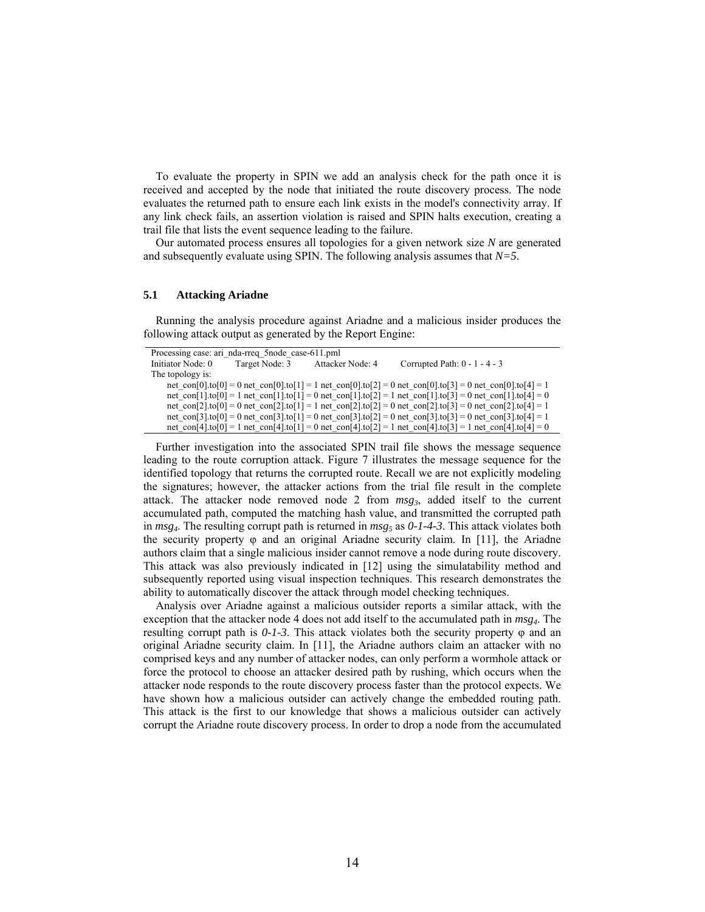To evaluate the property in SPIN we add an analysis check for the path once it is received and accepted by the node that initiated the route discovery process. The node evaluates the returned path to ensure each link exists in the model's connectivity array. If any link check fails, an assertion violation is raised and SPIN halts execution, creating a trail file that lists the event sequence leading to the failure.

Our automated process ensures all topologies for a given network size $N$ are generated and subsequently evaluate using SPIN. The following analysis assumes that $N=5$.

### 5.1 Attacking Ariadne

Running the analysis procedure against Ariadne and a malicious insider produces the following attack output as generated by the Report Engine:

```
Processing case: ari_nda-rreq_5node_case-611.pml
Initiator Node: 0     Target Node: 3     Attacker Node: 4     Corrupted Path: 0 - 1 - 4 - 3
The topology is:
    net_con[0].to[0] = 0 net_con[0].to[1] = 1 net_con[0].to[2] = 0 net_con[0].to[3] = 0 net_con[0].to[4] = 1
    net_con[1].to[0] = 1 net_con[1].to[1] = 0 net_con[1].to[2] = 1 net_con[1].to[3] = 0 net_con[1].to[4] = 0
    net_con[2].to[0] = 0 net_con[2].to[1] = 1 net_con[2].to[2] = 0 net_con[2].to[3] = 0 net_con[2].to[4] = 1
    net_con[3].to[0] = 0 net_con[3].to[1] = 0 net_con[3].to[2] = 0 net_con[3].to[3] = 0 net_con[3].to[4] = 1
    net_con[4].to[0] = 1 net_con[4].to[1] = 0 net_con[4].to[2] = 1 net_con[4].to[3] = 1 net_con[4].to[4] = 0
```

Further investigation into the associated SPIN trail file shows the message sequence leading to the route corruption attack. Figure 7 illustrates the message sequence for the identified topology that returns the corrupted route. Recall we are not explicitly modeling the signatures; however, the attacker actions from the trial file result in the complete attack. The attacker node removed node 2 from $msg_3$, added itself to the current accumulated path, computed the matching hash value, and transmitted the corrupted path in $msg_4$. The resulting corrupt path is returned in $msg_5$ as *0-1-4-3*. This attack violates both the security property φ and an original Ariadne security claim. In [11], the Ariadne authors claim that a single malicious insider cannot remove a node during route discovery. This attack was also previously indicated in [12] using the simulatability method and subsequently reported using visual inspection techniques. This research demonstrates the ability to automatically discover the attack through model checking techniques.

Analysis over Ariadne against a malicious outsider reports a similar attack, with the exception that the attacker node 4 does not add itself to the accumulated path in $msg_4$. The resulting corrupt path is *0-1-3*. This attack violates both the security property φ and an original Ariadne security claim. In [11], the Ariadne authors claim an attacker with no comprised keys and any number of attacker nodes, can only perform a wormhole attack or force the protocol to choose an attacker desired path by rushing, which occurs when the attacker node responds to the route discovery process faster than the protocol expects. We have shown how a malicious outsider can actively change the embedded routing path. This attack is the first to our knowledge that shows a malicious outsider can actively corrupt the Ariadne route discovery process. In order to drop a node from the accumulated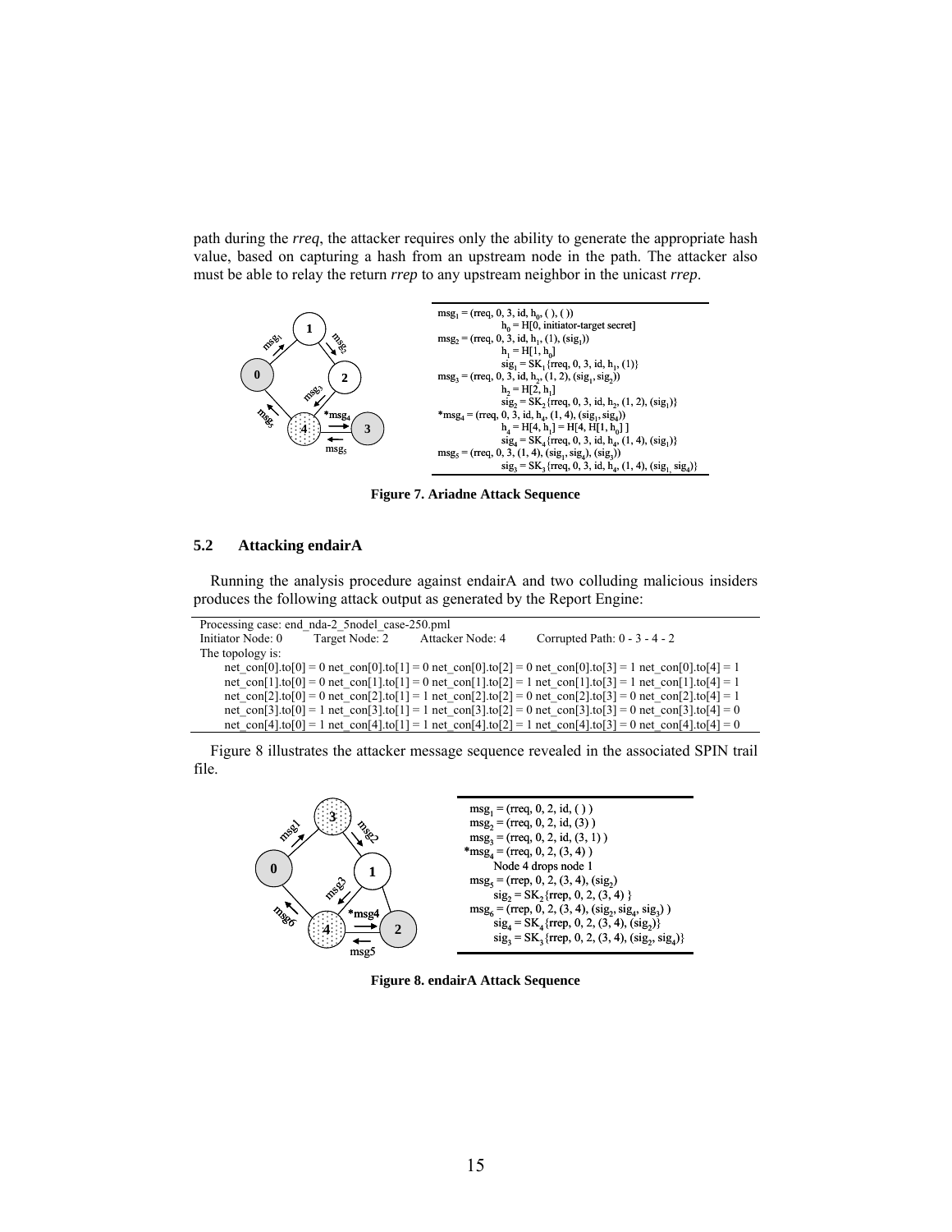path during the *rreq*, the attacker requires only the ability to generate the appropriate hash value, based on capturing a hash from an upstream node in the path. The attacker also must be able to relay the return *rrep* to any upstream neighbor in the unicast *rrep*.

$msg_1$ = (rreq, 0, 3, id, $h_0$, ( ), ( ))
    $h_0$ = H[0, initiator-target secret]
$msg_2$ = (rreq, 0, 3, id, $h_1$, (1), ($sig_1$))
    $h_1$ = H[1, $h_0$]
    $sig_1$ = $SK_1${rreq, 0, 3, id, $h_1$, (1)}
$msg_3$ = (rreq, 0, 3, id, $h_2$, (1, 2), ($sig_1$, $sig_2$))
    $h_2$ = H[2, $h_1$]
    $sig_2$ = $SK_2${rreq, 0, 3, id, $h_2$, (1, 2), ($sig_1$)}
*$msg_4$ = (rreq, 0, 3, id, $h_4$, (1, 4), ($sig_1$, $sig_4$))
    $h_4$ = H[4, $h_1$] = H[4, H[1, $h_0$] ]
    $sig_4$ = $SK_4${rreq, 0, 3, id, $h_4$, (1, 4), ($sig_1$)}
$msg_5$ = (rreq, 0, 3, (1, 4), ($sig_1$, $sig_4$), ($sig_3$))
    $sig_3$ = $SK_3${rreq, 0, 3, id, $h_4$, (1, 4), ($sig_1$, $sig_4$)}

**Figure 7. Ariadne Attack Sequence**

### 5.2 Attacking endairA

Running the analysis procedure against endairA and two colluding malicious insiders produces the following attack output as generated by the Report Engine:

```
Processing case: end_nda-2_5nodel_case-250.pml
Initiator Node: 0      Target Node: 2      Attacker Node: 4      Corrupted Path: 0 - 3 - 4 - 2
The topology is:
    net_con[0].to[0] = 0 net_con[0].to[1] = 0 net_con[0].to[2] = 0 net_con[0].to[3] = 1 net_con[0].to[4] = 1
    net_con[1].to[0] = 0 net_con[1].to[1] = 0 net_con[1].to[2] = 1 net_con[1].to[3] = 1 net_con[1].to[4] = 1
    net_con[2].to[0] = 0 net_con[2].to[1] = 1 net_con[2].to[2] = 0 net_con[2].to[3] = 0 net_con[2].to[4] = 1
    net_con[3].to[0] = 1 net_con[3].to[1] = 1 net_con[3].to[2] = 0 net_con[3].to[3] = 0 net_con[3].to[4] = 0
    net_con[4].to[0] = 1 net_con[4].to[1] = 1 net_con[4].to[2] = 1 net_con[4].to[3] = 0 net_con[4].to[4] = 0
```

Figure 8 illustrates the attacker message sequence revealed in the associated SPIN trail file.

$msg_1$ = (rreq, 0, 2, id, ( ) )
$msg_2$ = (rreq, 0, 2, id, (3) )
$msg_3$ = (rreq, 0, 2, id, (3, 1) )
*$msg_4$ = (rreq, 0, 2, (3, 4) )
    Node 4 drops node 1
$msg_5$ = (rrep, 0, 2, (3, 4), ($sig_2$)
    $sig_2$ = $SK_2${rrep, 0, 2, (3, 4) }
$msg_6$ = (rrep, 0, 2, (3, 4), ($sig_2$, $sig_4$, $sig_3$) )
    $sig_4$ = $SK_4${rrep, 0, 2, (3, 4), ($sig_2$)}
    $sig_3$ = $SK_3${rrep, 0, 2, (3, 4), ($sig_2$, $sig_4$)}

**Figure 8. endairA Attack Sequence**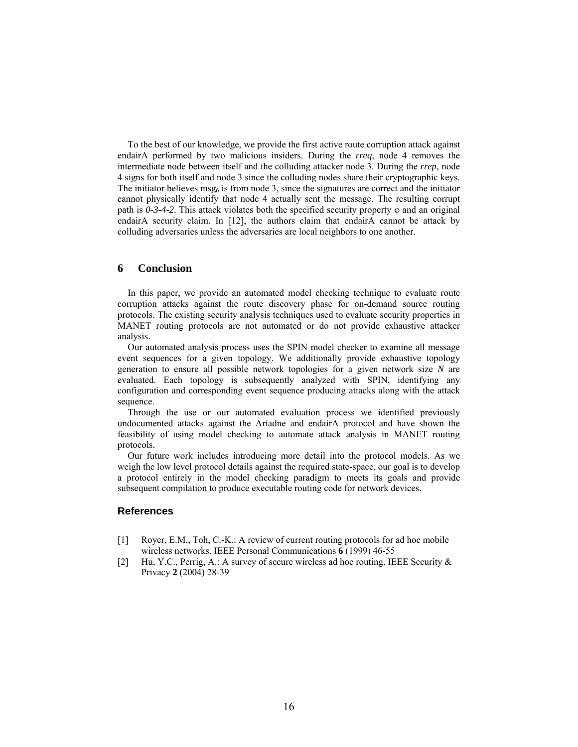To the best of our knowledge, we provide the first active route corruption attack against endairA performed by two malicious insiders. During the *rreq*, node 4 removes the intermediate node between itself and the colluding attacker node 3. During the *rrep*, node 4 signs for both itself and node 3 since the colluding nodes share their cryptographic keys. The initiator believes $msg_6$ is from node 3, since the signatures are correct and the initiator cannot physically identify that node 4 actually sent the message. The resulting corrupt path is *0-3-4-2*. This attack violates both the specified security property φ and an original endairA security claim. In [12], the authors claim that endairA cannot be attack by colluding adversaries unless the adversaries are local neighbors to one another.

## 6 Conclusion

In this paper, we provide an automated model checking technique to evaluate route corruption attacks against the route discovery phase for on-demand source routing protocols. The existing security analysis techniques used to evaluate security properties in MANET routing protocols are not automated or do not provide exhaustive attacker analysis.

Our automated analysis process uses the SPIN model checker to examine all message event sequences for a given topology. We additionally provide exhaustive topology generation to ensure all possible network topologies for a given network size *N* are evaluated. Each topology is subsequently analyzed with SPIN, identifying any configuration and corresponding event sequence producing attacks along with the attack sequence.

Through the use or our automated evaluation process we identified previously undocumented attacks against the Ariadne and endairA protocol and have shown the feasibility of using model checking to automate attack analysis in MANET routing protocols.

Our future work includes introducing more detail into the protocol models. As we weigh the low level protocol details against the required state-space, our goal is to develop a protocol entirely in the model checking paradigm to meets its goals and provide subsequent compilation to produce executable routing code for network devices.

## References

[1] Royer, E.M., Toh, C.-K.: A review of current routing protocols for ad hoc mobile wireless networks. IEEE Personal Communications **6** (1999) 46-55

[2] Hu, Y.C., Perrig, A.: A survey of secure wireless ad hoc routing. IEEE Security & Privacy **2** (2004) 28-39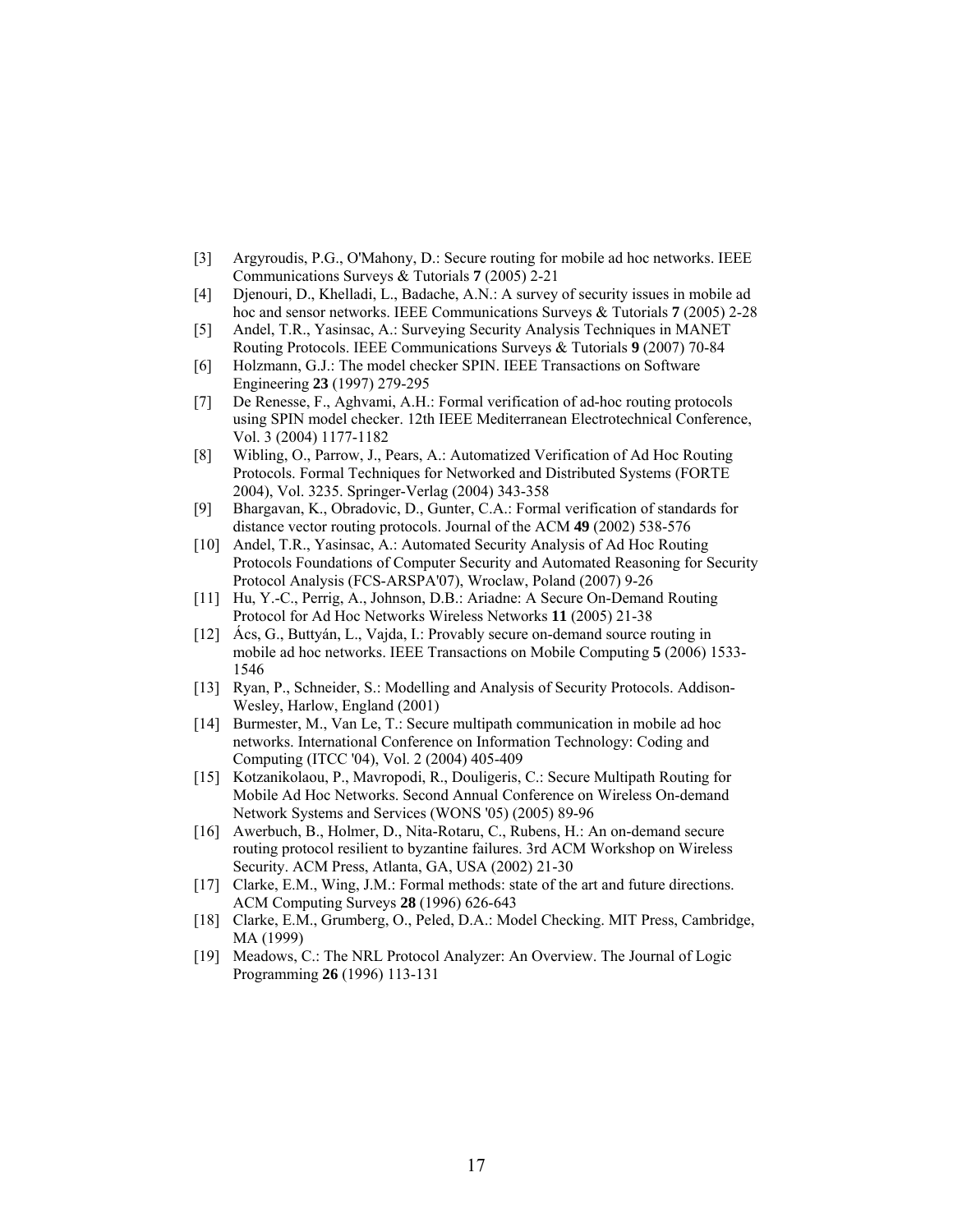[3] Argyroudis, P.G., O'Mahony, D.: Secure routing for mobile ad hoc networks. IEEE Communications Surveys & Tutorials **7** (2005) 2-21

[4] Djenouri, D., Khelladi, L., Badache, A.N.: A survey of security issues in mobile ad hoc and sensor networks. IEEE Communications Surveys & Tutorials **7** (2005) 2-28

[5] Andel, T.R., Yasinsac, A.: Surveying Security Analysis Techniques in MANET Routing Protocols. IEEE Communications Surveys & Tutorials **9** (2007) 70-84

[6] Holzmann, G.J.: The model checker SPIN. IEEE Transactions on Software Engineering **23** (1997) 279-295

[7] De Renesse, F., Aghvami, A.H.: Formal verification of ad-hoc routing protocols using SPIN model checker. 12th IEEE Mediterranean Electrotechnical Conference, Vol. 3 (2004) 1177-1182

[8] Wibling, O., Parrow, J., Pears, A.: Automatized Verification of Ad Hoc Routing Protocols. Formal Techniques for Networked and Distributed Systems (FORTE 2004), Vol. 3235. Springer-Verlag (2004) 343-358

[9] Bhargavan, K., Obradovic, D., Gunter, C.A.: Formal verification of standards for distance vector routing protocols. Journal of the ACM **49** (2002) 538-576

[10] Andel, T.R., Yasinsac, A.: Automated Security Analysis of Ad Hoc Routing Protocols Foundations of Computer Security and Automated Reasoning for Security Protocol Analysis (FCS-ARSPA'07), Wroclaw, Poland (2007) 9-26

[11] Hu, Y.-C., Perrig, A., Johnson, D.B.: Ariadne: A Secure On-Demand Routing Protocol for Ad Hoc Networks Wireless Networks **11** (2005) 21-38

[12] Ács, G., Buttyán, L., Vajda, I.: Provably secure on-demand source routing in mobile ad hoc networks. IEEE Transactions on Mobile Computing **5** (2006) 1533-1546

[13] Ryan, P., Schneider, S.: Modelling and Analysis of Security Protocols. Addison-Wesley, Harlow, England (2001)

[14] Burmester, M., Van Le, T.: Secure multipath communication in mobile ad hoc networks. International Conference on Information Technology: Coding and Computing (ITCC '04), Vol. 2 (2004) 405-409

[15] Kotzanikolaou, P., Mavropodi, R., Douligeris, C.: Secure Multipath Routing for Mobile Ad Hoc Networks. Second Annual Conference on Wireless On-demand Network Systems and Services (WONS '05) (2005) 89-96

[16] Awerbuch, B., Holmer, D., Nita-Rotaru, C., Rubens, H.: An on-demand secure routing protocol resilient to byzantine failures. 3rd ACM Workshop on Wireless Security. ACM Press, Atlanta, GA, USA (2002) 21-30

[17] Clarke, E.M., Wing, J.M.: Formal methods: state of the art and future directions. ACM Computing Surveys **28** (1996) 626-643

[18] Clarke, E.M., Grumberg, O., Peled, D.A.: Model Checking. MIT Press, Cambridge, MA (1999)

[19] Meadows, C.: The NRL Protocol Analyzer: An Overview. The Journal of Logic Programming **26** (1996) 113-131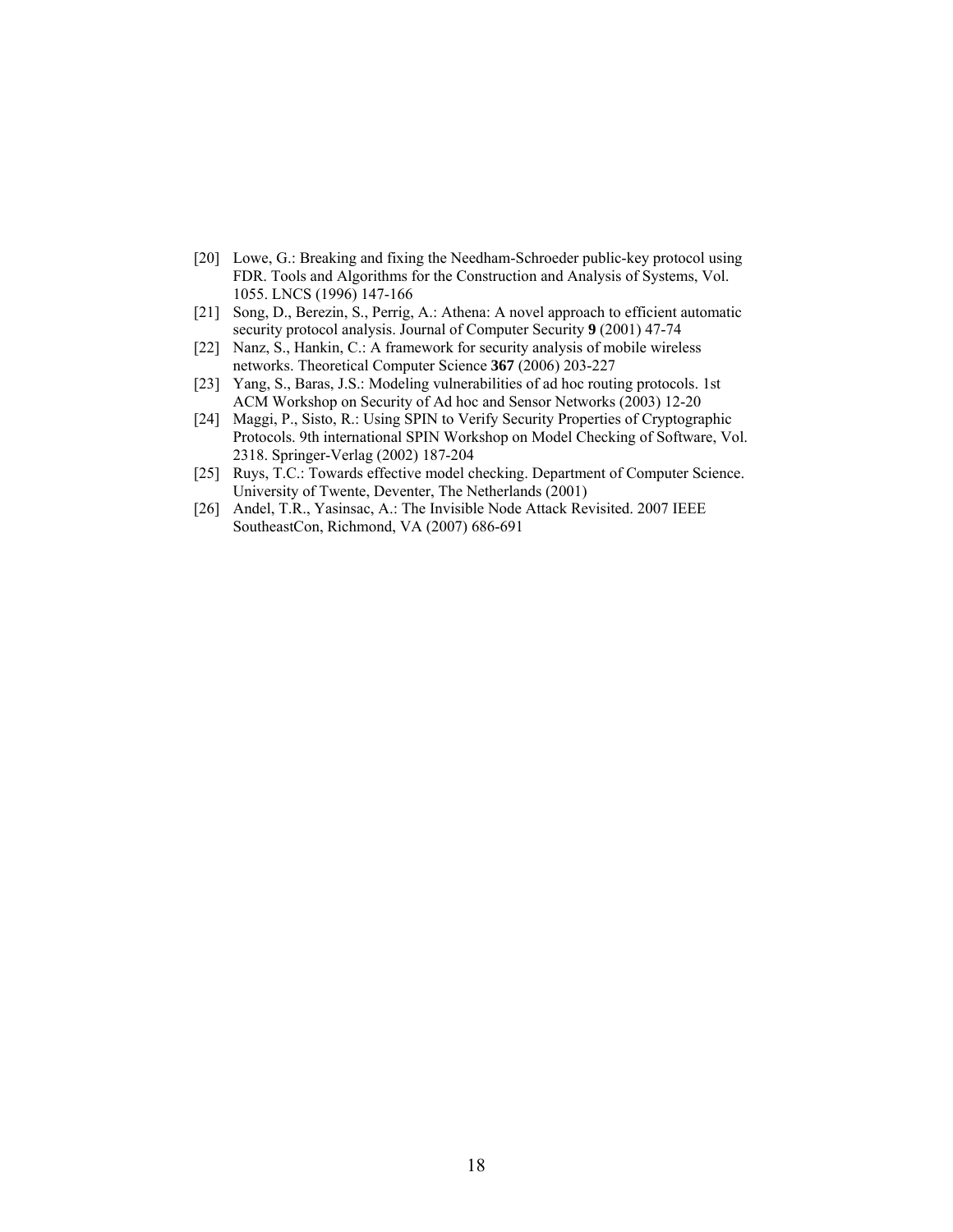[20] Lowe, G.: Breaking and fixing the Needham-Schroeder public-key protocol using FDR. Tools and Algorithms for the Construction and Analysis of Systems, Vol. 1055. LNCS (1996) 147-166

[21] Song, D., Berezin, S., Perrig, A.: Athena: A novel approach to efficient automatic security protocol analysis. Journal of Computer Security **9** (2001) 47-74

[22] Nanz, S., Hankin, C.: A framework for security analysis of mobile wireless networks. Theoretical Computer Science **367** (2006) 203-227

[23] Yang, S., Baras, J.S.: Modeling vulnerabilities of ad hoc routing protocols. 1st ACM Workshop on Security of Ad hoc and Sensor Networks (2003) 12-20

[24] Maggi, P., Sisto, R.: Using SPIN to Verify Security Properties of Cryptographic Protocols. 9th international SPIN Workshop on Model Checking of Software, Vol. 2318. Springer-Verlag (2002) 187-204

[25] Ruys, T.C.: Towards effective model checking. Department of Computer Science. University of Twente, Deventer, The Netherlands (2001)

[26] Andel, T.R., Yasinsac, A.: The Invisible Node Attack Revisited. 2007 IEEE SoutheastCon, Richmond, VA (2007) 686-691